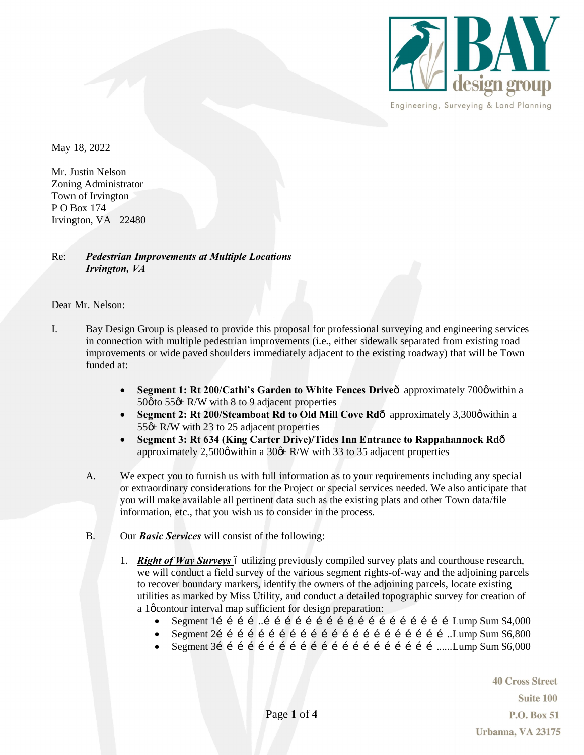Bay Design Group — Engineering, Surveying & Land Planning

May 18, 2022

Mr. Justin Nelson
Zoning Administrator
Town of Irvington
P O Box 174
Irvington, VA 22480

Re: ***Pedestrian Improvements at Multiple Locations***
***Irvington, VA***

Dear Mr. Nelson:

I. Bay Design Group is pleased to provide this proposal for professional surveying and engineering services in connection with multiple pedestrian improvements (i.e., either sidewalk separated from existing road improvements or wide paved shoulders immediately adjacent to the existing roadway) that will be Town funded at:

- **Segment 1: Rt 200/Cathi's Garden to White Fences Drive** – approximately 700' within a 50' to 55'± R/W with 8 to 9 adjacent properties
- **Segment 2: Rt 200/Steamboat Rd to Old Mill Cove Rd** – approximately 3,300' within a 55'± R/W with 23 to 25 adjacent properties
- **Segment 3: Rt 634 (King Carter Drive)/Tides Inn Entrance to Rappahannock Rd** – approximately 2,500' within a 30'± R/W with 33 to 35 adjacent properties

A. We expect you to furnish us with full information as to your requirements including any special or extraordinary considerations for the Project or special services needed. We also anticipate that you will make available all pertinent data such as the existing plats and other Town data/file information, etc., that you wish us to consider in the process.

B. Our ***Basic Services*** will consist of the following:

1. ***Right of Way Surveys*** – utilizing previously compiled survey plats and courthouse research, we will conduct a field survey of the various segment rights-of-way and the adjoining parcels to recover boundary markers, identify the owners of the adjoining parcels, locate existing utilities as marked by Miss Utility, and conduct a detailed topographic survey for creation of a 1' contour interval map sufficient for design preparation:
   - Segment 1 …………………………………………… Lump Sum $4,000
   - Segment 2 …………………………………………… Lump Sum $6,800
   - Segment 3 …………………………………………… Lump Sum $6,000

40 Cross Street
Suite 100
P.O. Box 51
Urbanna, VA 23175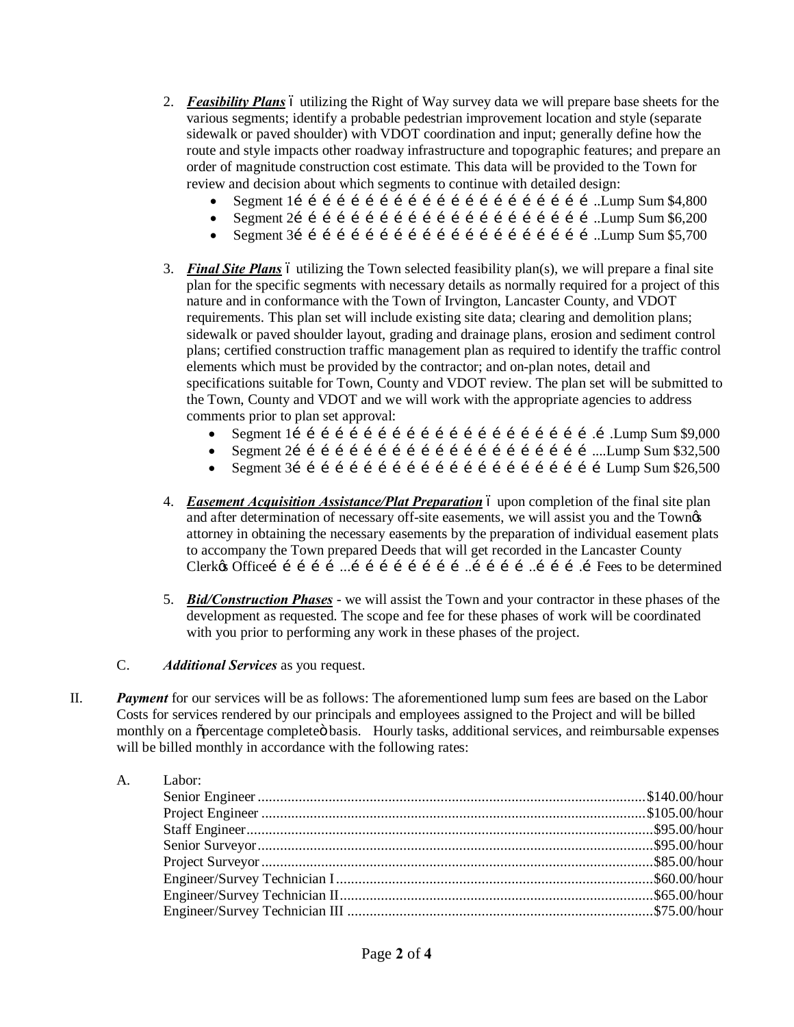2. ***Feasibility Plans*** – utilizing the Right of Way survey data we will prepare base sheets for the various segments; identify a probable pedestrian improvement location and style (separate sidewalk or paved shoulder) with VDOT coordination and input; generally define how the route and style impacts other roadway infrastructure and topographic features; and prepare an order of magnitude construction cost estimate. This data will be provided to the Town for review and decision about which segments to continue with detailed design:
   - Segment 1…………………………………………..Lump Sum $4,800
   - Segment 2…………………………………………..Lump Sum $6,200
   - Segment 3…………………………………………..Lump Sum $5,700

3. ***Final Site Plans*** – utilizing the Town selected feasibility plan(s), we will prepare a final site plan for the specific segments with necessary details as normally required for a project of this nature and in conformance with the Town of Irvington, Lancaster County, and VDOT requirements. This plan set will include existing site data; clearing and demolition plans; sidewalk or paved shoulder layout, grading and drainage plans, erosion and sediment control plans; certified construction traffic management plan as required to identify the traffic control elements which must be provided by the contractor; and on-plan notes, detail and specifications suitable for Town, County and VDOT review. The plan set will be submitted to the Town, County and VDOT and we will work with the appropriate agencies to address comments prior to plan set approval:
   - Segment 1……………………………………………….Lump Sum $9,000
   - Segment 2…………………………………………….....Lump Sum $32,500
   - Segment 3……………………………………………….Lump Sum $26,500

4. ***Easement Acquisition Assistance/Plat Preparation*** – upon completion of the final site plan and after determination of necessary off-site easements, we will assist you and the Town's attorney in obtaining the necessary easements by the preparation of individual easement plats to accompany the Town prepared Deeds that will get recorded in the Lancaster County Clerk's Office……...……………..……..……. Fees to be determined

5. ***Bid/Construction Phases*** - we will assist the Town and your contractor in these phases of the development as requested. The scope and fee for these phases of work will be coordinated with you prior to performing any work in these phases of the project.

C. ***Additional Services*** as you request.

II. ***Payment*** for our services will be as follows: The aforementioned lump sum fees are based on the Labor Costs for services rendered by our principals and employees assigned to the Project and will be billed monthly on a "percentage complete" basis. Hourly tasks, additional services, and reimbursable expenses will be billed monthly in accordance with the following rates:

A. Labor:

| | |
|---|---|
| Senior Engineer | $140.00/hour |
| Project Engineer | $105.00/hour |
| Staff Engineer | $95.00/hour |
| Senior Surveyor | $95.00/hour |
| Project Surveyor | $85.00/hour |
| Engineer/Survey Technician I | $60.00/hour |
| Engineer/Survey Technician II | $65.00/hour |
| Engineer/Survey Technician III | $75.00/hour |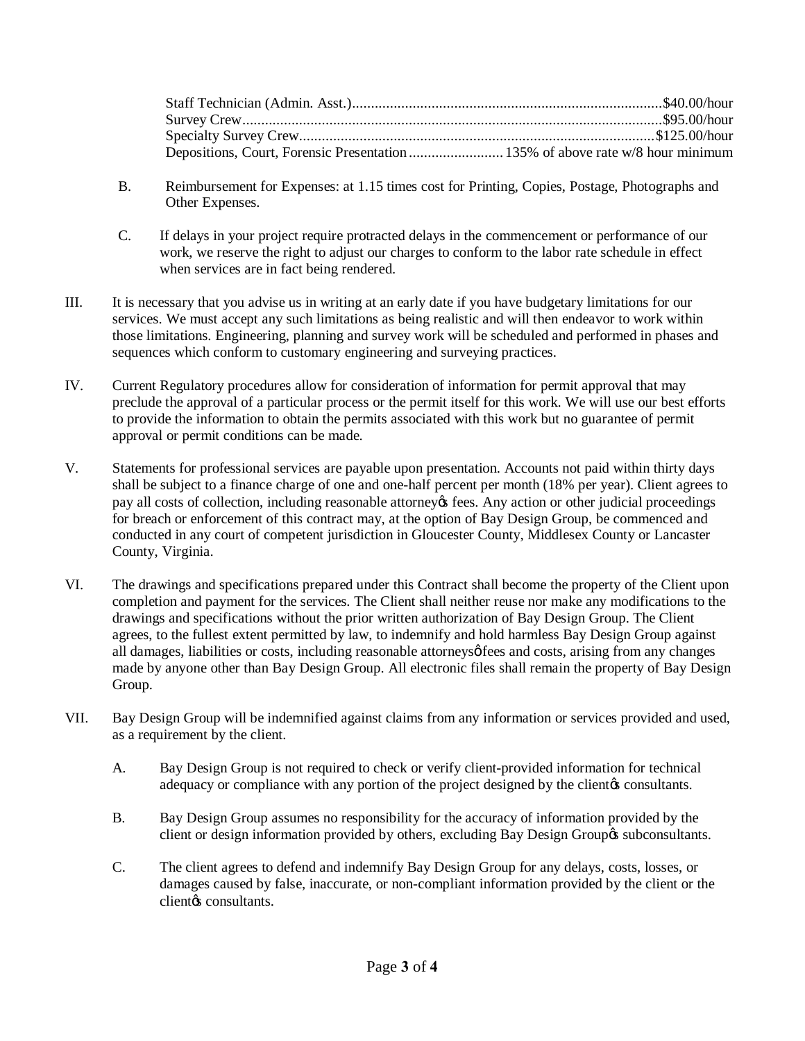Staff Technician (Admin. Asst.)..................................................................................$40.00/hour
Survey Crew...............................................................................................................$95.00/hour
Specialty Survey Crew..............................................................................................$125.00/hour
Depositions, Court, Forensic Presentation .........................135% of above rate w/8 hour minimum

B. Reimbursement for Expenses: at 1.15 times cost for Printing, Copies, Postage, Photographs and Other Expenses.

C. If delays in your project require protracted delays in the commencement or performance of our work, we reserve the right to adjust our charges to conform to the labor rate schedule in effect when services are in fact being rendered.

III. It is necessary that you advise us in writing at an early date if you have budgetary limitations for our services. We must accept any such limitations as being realistic and will then endeavor to work within those limitations. Engineering, planning and survey work will be scheduled and performed in phases and sequences which conform to customary engineering and surveying practices.

IV. Current Regulatory procedures allow for consideration of information for permit approval that may preclude the approval of a particular process or the permit itself for this work. We will use our best efforts to provide the information to obtain the permits associated with this work but no guarantee of permit approval or permit conditions can be made.

V. Statements for professional services are payable upon presentation. Accounts not paid within thirty days shall be subject to a finance charge of one and one-half percent per month (18% per year). Client agrees to pay all costs of collection, including reasonable attorney's fees. Any action or other judicial proceedings for breach or enforcement of this contract may, at the option of Bay Design Group, be commenced and conducted in any court of competent jurisdiction in Gloucester County, Middlesex County or Lancaster County, Virginia.

VI. The drawings and specifications prepared under this Contract shall become the property of the Client upon completion and payment for the services. The Client shall neither reuse nor make any modifications to the drawings and specifications without the prior written authorization of Bay Design Group. The Client agrees, to the fullest extent permitted by law, to indemnify and hold harmless Bay Design Group against all damages, liabilities or costs, including reasonable attorneys' fees and costs, arising from any changes made by anyone other than Bay Design Group. All electronic files shall remain the property of Bay Design Group.

VII. Bay Design Group will be indemnified against claims from any information or services provided and used, as a requirement by the client.

A. Bay Design Group is not required to check or verify client-provided information for technical adequacy or compliance with any portion of the project designed by the client's consultants.

B. Bay Design Group assumes no responsibility for the accuracy of information provided by the client or design information provided by others, excluding Bay Design Group's subconsultants.

C. The client agrees to defend and indemnify Bay Design Group for any delays, costs, losses, or damages caused by false, inaccurate, or non-compliant information provided by the client or the client's consultants.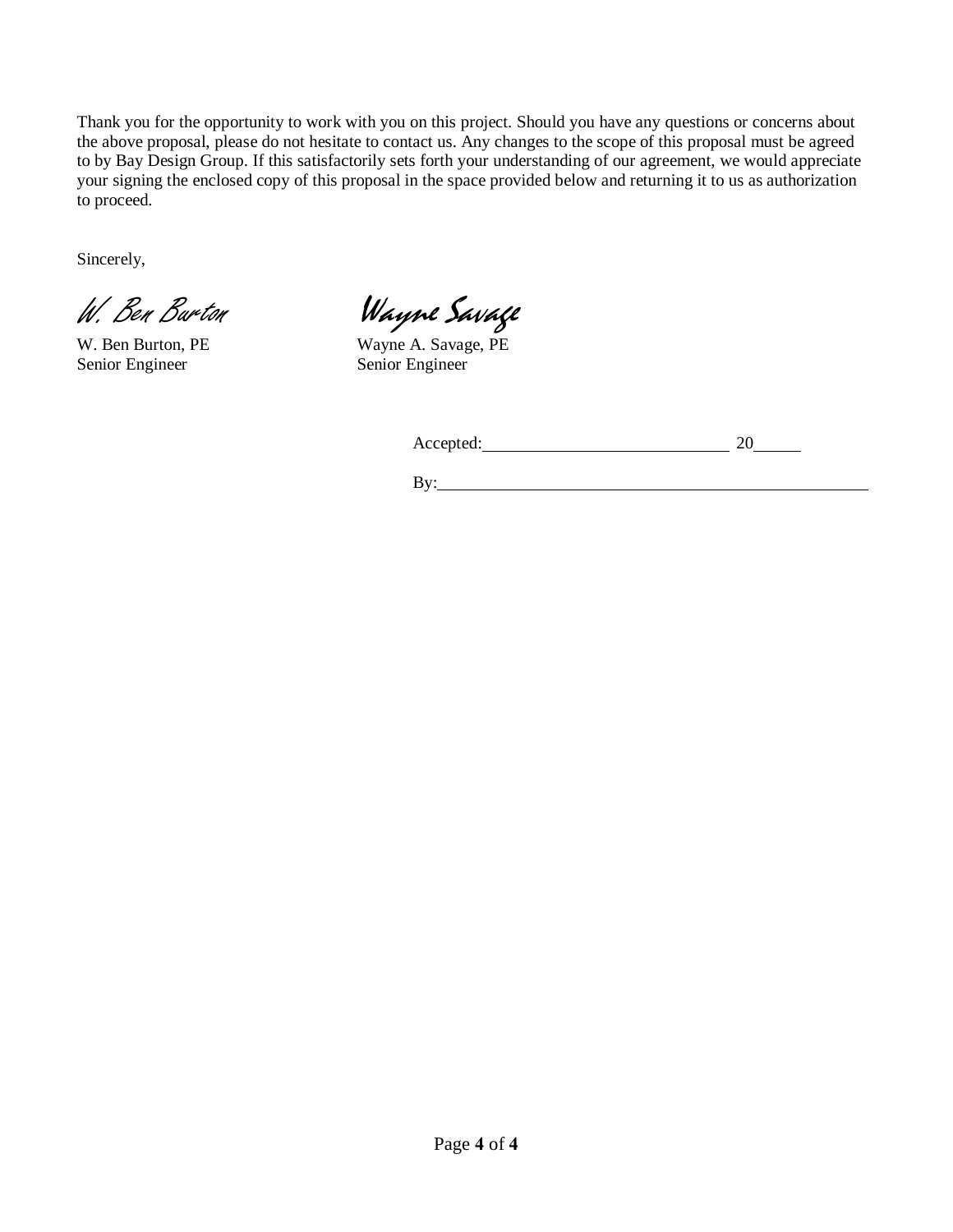Thank you for the opportunity to work with you on this project. Should you have any questions or concerns about the above proposal, please do not hesitate to contact us. Any changes to the scope of this proposal must be agreed to by Bay Design Group. If this satisfactorily sets forth your understanding of our agreement, we would appreciate your signing the enclosed copy of this proposal in the space provided below and returning it to us as authorization to proceed.

Sincerely,

*W. Ben Burton* *Wayne Savage*

W. Ben Burton, PE
Senior Engineer

Wayne A. Savage, PE
Senior Engineer

Accepted: ____________________________ 20_____

By: ________________________________________________